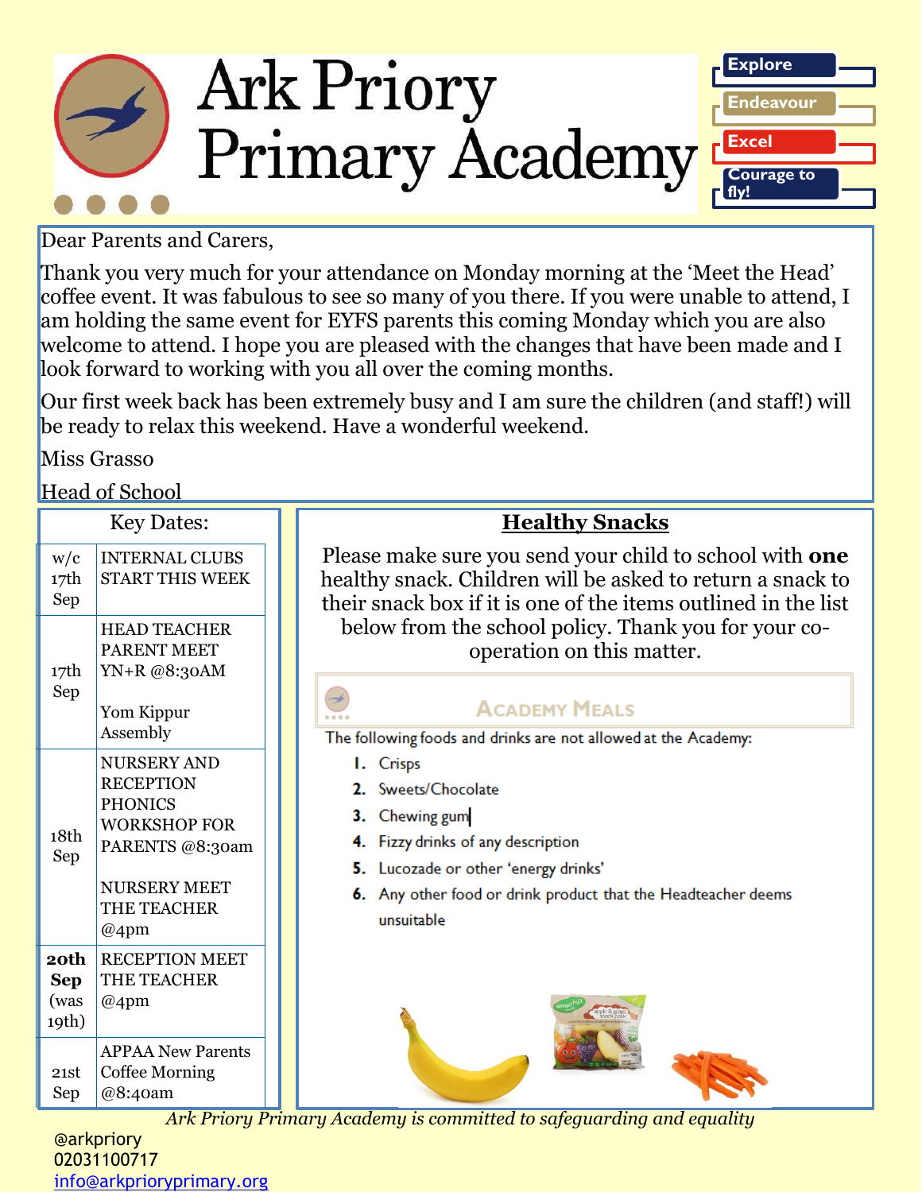# Ark Priory Primary Academy

Explore

Endeavour

Excel

Courage to fly!

Dear Parents and Carers,

Thank you very much for your attendance on Monday morning at the 'Meet the Head' coffee event. It was fabulous to see so many of you there. If you were unable to attend, I am holding the same event for EYFS parents this coming Monday which you are also welcome to attend. I hope you are pleased with the changes that have been made and I look forward to working with you all over the coming months.

Our first week back has been extremely busy and I am sure the children (and staff!) will be ready to relax this weekend. Have a wonderful weekend.

Miss Grasso

Head of School

## Key Dates:

| Date | Event |
|---|---|
| w/c 17th Sep | INTERNAL CLUBS START THIS WEEK |
| 17th Sep | HEAD TEACHER PARENT MEET YN+R @8:30AM<br><br>Yom Kippur Assembly |
| 18th Sep | NURSERY AND RECEPTION PHONICS WORKSHOP FOR PARENTS @8:30am<br><br>NURSERY MEET THE TEACHER @4pm |
| **20th Sep** (was 19th) | RECEPTION MEET THE TEACHER @4pm |
| 21st Sep | APPAA New Parents Coffee Morning @8:40am |

## Healthy Snacks

Please make sure you send your child to school with **one** healthy snack. Children will be asked to return a snack to their snack box if it is one of the items outlined in the list below from the school policy. Thank you for your co-operation on this matter.

### Academy Meals

The following foods and drinks are not allowed at the Academy:

1. Crisps
2. Sweets/Chocolate
3. Chewing gum
4. Fizzy drinks of any description
5. Lucozade or other 'energy drinks'
6. Any other food or drink product that the Headteacher deems unsuitable

*Ark Priory Primary Academy is committed to safeguarding and equality*

@arkpriory
02031100717
info@arkprioryprimary.org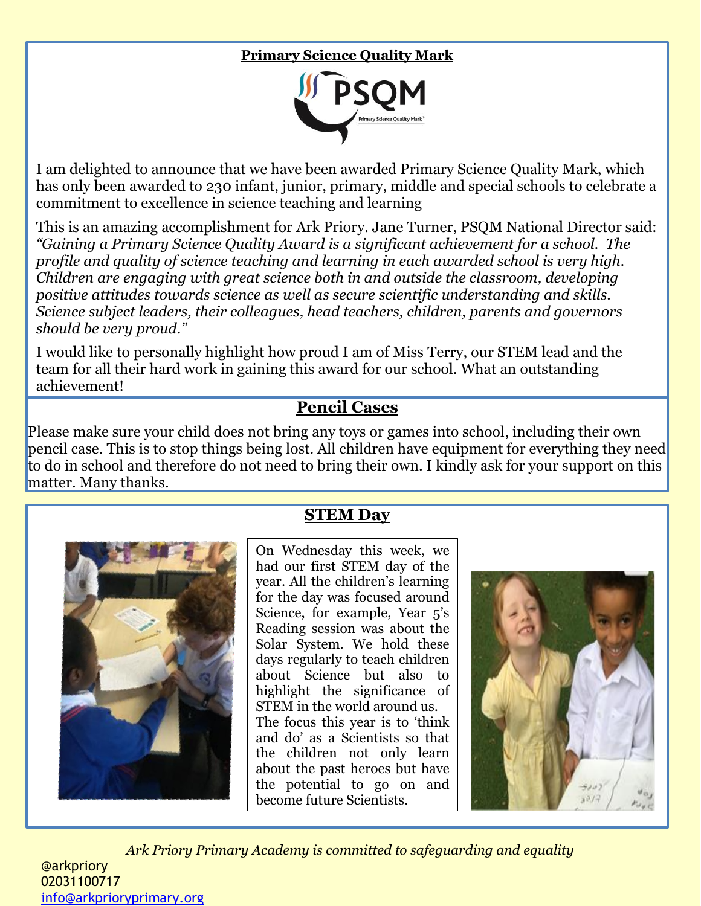## Primary Science Quality Mark

I am delighted to announce that we have been awarded Primary Science Quality Mark, which has only been awarded to 230 infant, junior, primary, middle and special schools to celebrate a commitment to excellence in science teaching and learning

This is an amazing accomplishment for Ark Priory. Jane Turner, PSQM National Director said: *"Gaining a Primary Science Quality Award is a significant achievement for a school. The profile and quality of science teaching and learning in each awarded school is very high. Children are engaging with great science both in and outside the classroom, developing positive attitudes towards science as well as secure scientific understanding and skills. Science subject leaders, their colleagues, head teachers, children, parents and governors should be very proud."*

I would like to personally highlight how proud I am of Miss Terry, our STEM lead and the team for all their hard work in gaining this award for our school. What an outstanding achievement!

## Pencil Cases

Please make sure your child does not bring any toys or games into school, including their own pencil case. This is to stop things being lost. All children have equipment for everything they need to do in school and therefore do not need to bring their own. I kindly ask for your support on this matter. Many thanks.

## STEM Day

On Wednesday this week, we had our first STEM day of the year. All the children's learning for the day was focused around Science, for example, Year 5's Reading session was about the Solar System. We hold these days regularly to teach children about Science but also to highlight the significance of STEM in the world around us. The focus this year is to 'think and do' as a Scientists so that the children not only learn about the past heroes but have the potential to go on and become future Scientists.

*Ark Priory Primary Academy is committed to safeguarding and equality*

@arkpriory
02031100717
info@arkprioryprimary.org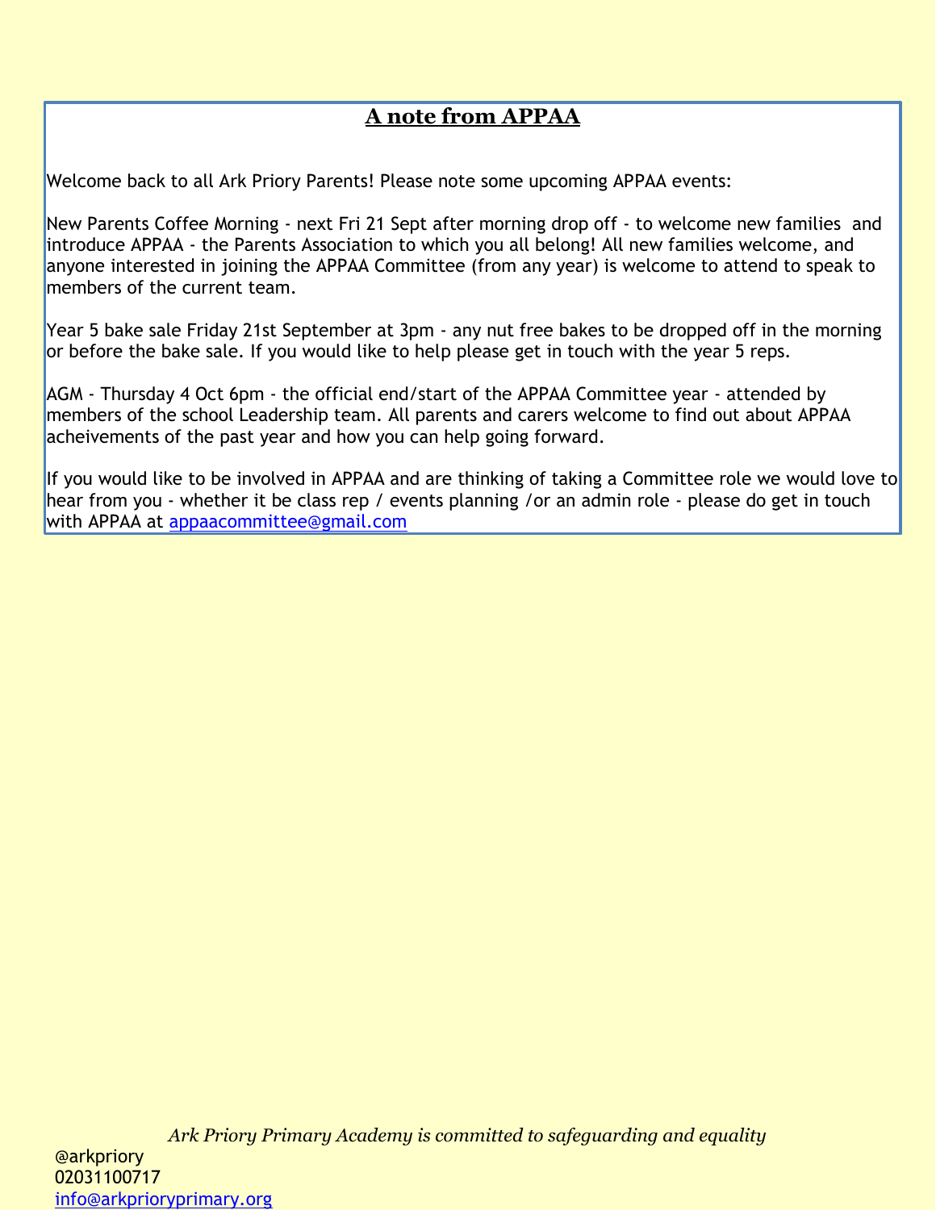## A note from APPAA

Welcome back to all Ark Priory Parents! Please note some upcoming APPAA events:

New Parents Coffee Morning - next Fri 21 Sept after morning drop off - to welcome new families and introduce APPAA - the Parents Association to which you all belong! All new families welcome, and anyone interested in joining the APPAA Committee (from any year) is welcome to attend to speak to members of the current team.

Year 5 bake sale Friday 21st September at 3pm - any nut free bakes to be dropped off in the morning or before the bake sale. If you would like to help please get in touch with the year 5 reps.

AGM - Thursday 4 Oct 6pm - the official end/start of the APPAA Committee year - attended by members of the school Leadership team. All parents and carers welcome to find out about APPAA acheivements of the past year and how you can help going forward.

If you would like to be involved in APPAA and are thinking of taking a Committee role we would love to hear from you - whether it be class rep / events planning /or an admin role - please do get in touch with APPAA at appaacommittee@gmail.com

*Ark Priory Primary Academy is committed to safeguarding and equality*

@arkpriory
02031100717
info@arkprioryprimary.org